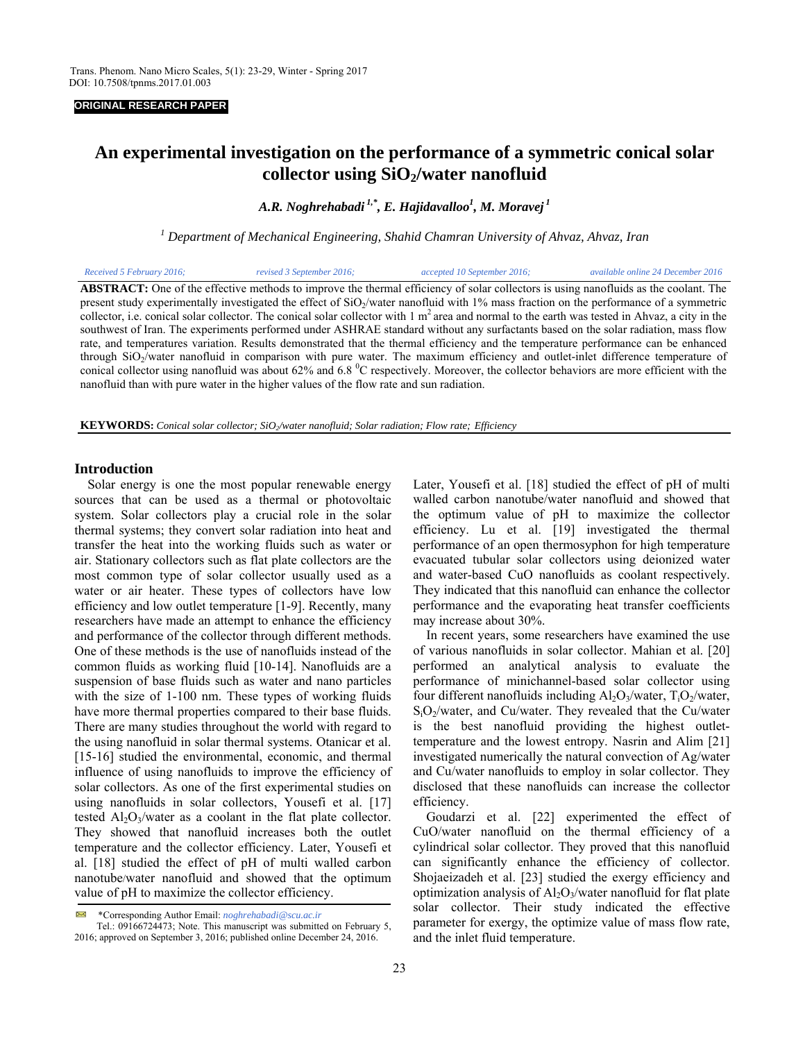ORIGINAL RESEARCH PAPER

# An experimental investigation on the performance of a symmetric conical solar collector using $SiO_2$/water nanofluid

***A.R. Noghrehabadi[1,*], E. Hajidavalloo[1], M. Moravej[1]***

*[1] Department of Mechanical Engineering, Shahid Chamran University of Ahvaz, Ahvaz, Iran*

*Received 5 February 2016; revised 3 September 2016; accepted 10 September 2016; available online 24 December 2016*

**ABSTRACT:** One of the effective methods to improve the thermal efficiency of solar collectors is using nanofluids as the coolant. The present study experimentally investigated the effect of $SiO_2$/water nanofluid with 1% mass fraction on the performance of a symmetric collector, i.e. conical solar collector. The conical solar collector with 1 $m^2$ area and normal to the earth was tested in Ahvaz, a city in the southwest of Iran. The experiments performed under ASHRAE standard without any surfactants based on the solar radiation, mass flow rate, and temperatures variation. Results demonstrated that the thermal efficiency and the temperature performance can be enhanced through $SiO_2$/water nanofluid in comparison with pure water. The maximum efficiency and outlet-inlet difference temperature of conical collector using nanofluid was about 62% and 6.8 $^0$C respectively. Moreover, the collector behaviors are more efficient with the nanofluid than with pure water in the higher values of the flow rate and sun radiation.

**KEYWORDS:** *Conical solar collector; $SiO_2$/water nanofluid; Solar radiation; Flow rate; Efficiency*

## Introduction

Solar energy is one the most popular renewable energy sources that can be used as a thermal or photovoltaic system. Solar collectors play a crucial role in the solar thermal systems; they convert solar radiation into heat and transfer the heat into the working fluids such as water or air. Stationary collectors such as flat plate collectors are the most common type of solar collector usually used as a water or air heater. These types of collectors have low efficiency and low outlet temperature [1-9]. Recently, many researchers have made an attempt to enhance the efficiency and performance of the collector through different methods. One of these methods is the use of nanofluids instead of the common fluids as working fluid [10-14]. Nanofluids are a suspension of base fluids such as water and nano particles with the size of 1-100 nm. These types of working fluids have more thermal properties compared to their base fluids. There are many studies throughout the world with regard to the using nanofluid in solar thermal systems. Otanicar et al. [15-16] studied the environmental, economic, and thermal influence of using nanofluids to improve the efficiency of solar collectors. As one of the first experimental studies on using nanofluids in solar collectors, Yousefi et al. [17] tested $Al_2O_3$/water as a coolant in the flat plate collector. They showed that nanofluid increases both the outlet temperature and the collector efficiency. Later, Yousefi et al. [18] studied the effect of pH of multi walled carbon nanotube/water nanofluid and showed that the optimum value of pH to maximize the collector efficiency.

Later, Yousefi et al. [18] studied the effect of pH of multi walled carbon nanotube/water nanofluid and showed that the optimum value of pH to maximize the collector efficiency. Lu et al. [19] investigated the thermal performance of an open thermosyphon for high temperature evacuated tubular solar collectors using deionized water and water-based CuO nanofluids as coolant respectively. They indicated that this nanofluid can enhance the collector performance and the evaporating heat transfer coefficients may increase about 30%.

In recent years, some researchers have examined the use of various nanofluids in solar collector. Mahian et al. [20] performed an analytical analysis to evaluate the performance of minichannel-based solar collector using four different nanofluids including $Al_2O_3$/water, $T_iO_2$/water, $S_iO_2$/water, and Cu/water. They revealed that the Cu/water is the best nanofluid providing the highest outlet-temperature and the lowest entropy. Nasrin and Alim [21] investigated numerically the natural convection of Ag/water and Cu/water nanofluids to employ in solar collector. They disclosed that these nanofluids can increase the collector efficiency.

Goudarzi et al. [22] experimented the effect of CuO/water nanofluid on the thermal efficiency of a cylindrical solar collector. They proved that this nanofluid can significantly enhance the efficiency of collector. Shojaeizadeh et al. [23] studied the exergy efficiency and optimization analysis of $Al_2O_3$/water nanofluid for flat plate solar collector. Their study indicated the effective parameter for exergy, the optimize value of mass flow rate, and the inlet fluid temperature.

*Corresponding Author Email: *noghrehabadi@scu.ac.ir*
Tel.: 09166724473; Note. This manuscript was submitted on February 5, 2016; approved on September 3, 2016; published online December 24, 2016.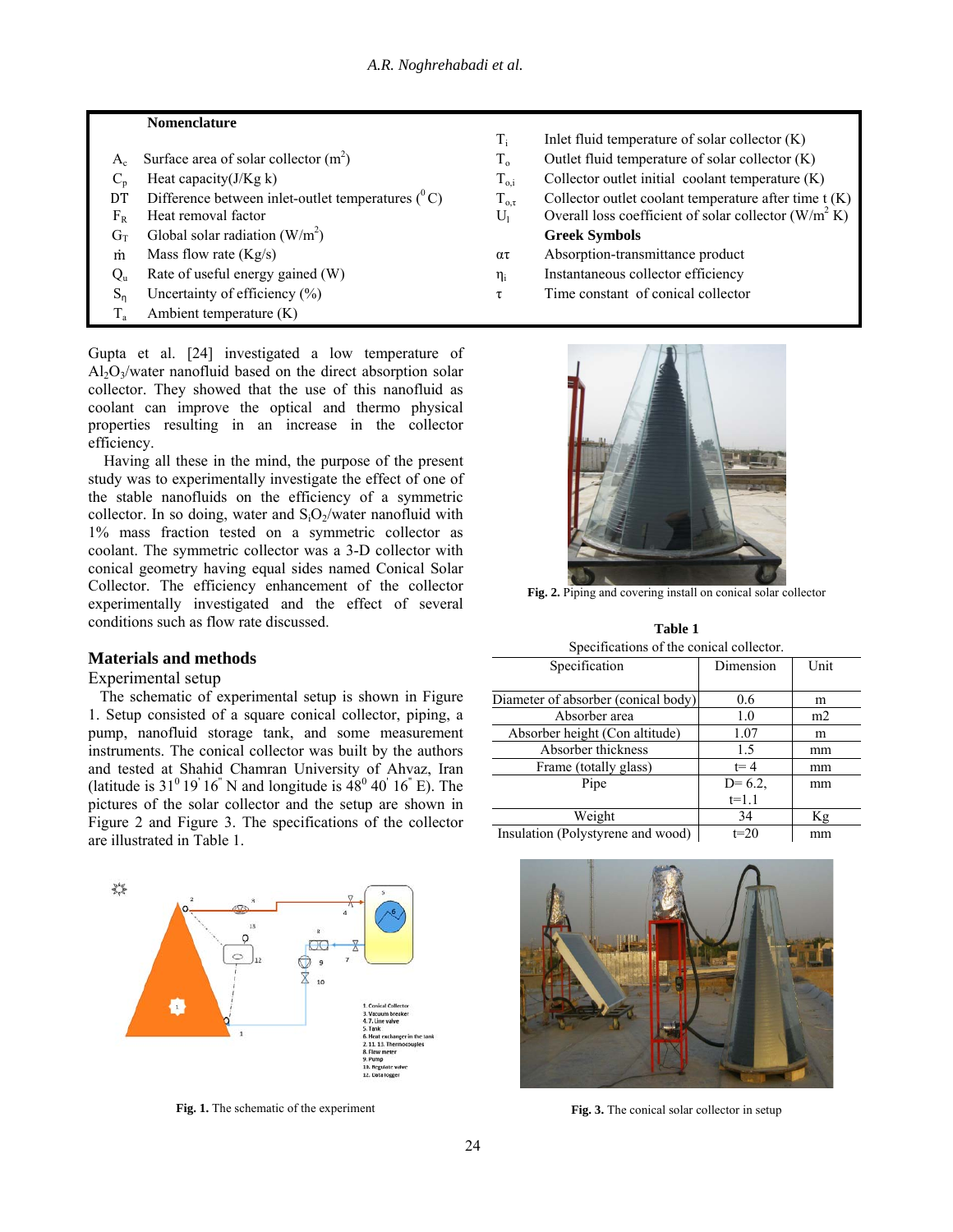## Nomenclature

| | | | |
|---|---|---|---|
| $A_c$ | Surface area of solar collector ($m^2$) | $T_i$ | Inlet fluid temperature of solar collector (K) |
| $C_p$ | Heat capacity(J/Kg k) | $T_o$ | Outlet fluid temperature of solar collector (K) |
| DT | Difference between inlet-outlet temperatures ($^0$C) | $T_{o,i}$ | Collector outlet initial coolant temperature (K) |
| $F_R$ | Heat removal factor | $T_{o,\tau}$ | Collector outlet coolant temperature after time t (K) |
| $G_T$ | Global solar radiation (W/$m^2$) | $U_l$ | Overall loss coefficient of solar collector (W/$m^2$ K) |
| $\dot{m}$ | Mass flow rate (Kg/s) | | **Greek Symbols** |
| $Q_u$ | Rate of useful energy gained (W) | $\alpha\tau$ | Absorption-transmittance product |
| $S_\eta$ | Uncertainty of efficiency (%) | $\eta_i$ | Instantaneous collector efficiency |
| $T_a$ | Ambient temperature (K) | $\tau$ | Time constant of conical collector |

Gupta et al. [24] investigated a low temperature of $Al_2O_3$/water nanofluid based on the direct absorption solar collector. They showed that the use of this nanofluid as coolant can improve the optical and thermo physical properties resulting in an increase in the collector efficiency.

Having all these in the mind, the purpose of the present study was to experimentally investigate the effect of one of the stable nanofluids on the efficiency of a symmetric collector. In so doing, water and $S_iO_2$/water nanofluid with 1% mass fraction tested on a symmetric collector as coolant. The symmetric collector was a 3-D collector with conical geometry having equal sides named Conical Solar Collector. The efficiency enhancement of the collector experimentally investigated and the effect of several conditions such as flow rate discussed.

## Materials and methods

### Experimental setup

The schematic of experimental setup is shown in Figure 1. Setup consisted of a square conical collector, piping, a pump, nanofluid storage tank, and some measurement instruments. The conical collector was built by the authors and tested at Shahid Chamran University of Ahvaz, Iran (latitude is $31^0\,19'\,16''$ N and longitude is $48^0\,40'\,16''$ E). The pictures of the solar collector and the setup are shown in Figure 2 and Figure 3. The specifications of the collector are illustrated in Table 1.

Fig. 1. The schematic of the experiment

Fig. 2. Piping and covering install on conical solar collector

**Table 1**
Specifications of the conical collector.

| Specification | Dimension | Unit |
|---|---|---|
| Diameter of absorber (conical body) | 0.6 | m |
| Absorber area | 1.0 | m2 |
| Absorber height (Con altitude) | 1.07 | m |
| Absorber thickness | 1.5 | mm |
| Frame (totally glass) | t= 4 | mm |
| Pipe | D= 6.2, t=1.1 | mm |
| Weight | 34 | Kg |
| Insulation (Polystyrene and wood) | t=20 | mm |

Fig. 3. The conical solar collector in setup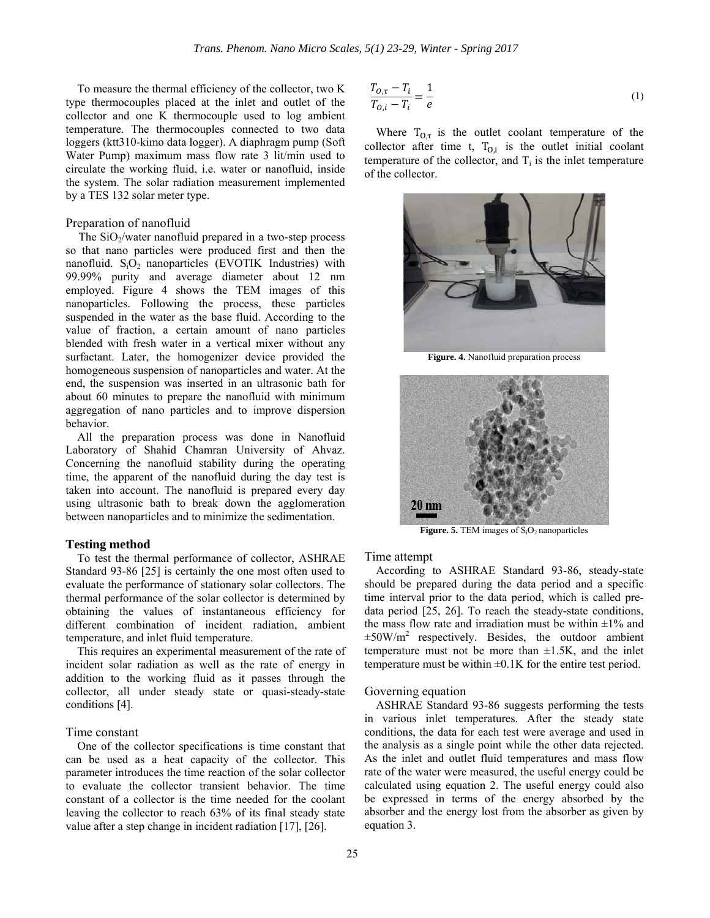To measure the thermal efficiency of the collector, two K type thermocouples placed at the inlet and outlet of the collector and one K thermocouple used to log ambient temperature. The thermocouples connected to two data loggers (ktt310-kimo data logger). A diaphragm pump (Soft Water Pump) maximum mass flow rate 3 lit/min used to circulate the working fluid, i.e. water or nanofluid, inside the system. The solar radiation measurement implemented by a TES 132 solar meter type.

### Preparation of nanofluid

The $SiO_2$/water nanofluid prepared in a two-step process so that nano particles were produced first and then the nanofluid. $S_iO_2$ nanoparticles (EVOTIK Industries) with 99.99% purity and average diameter about 12 nm employed. Figure 4 shows the TEM images of this nanoparticles. Following the process, these particles suspended in the water as the base fluid. According to the value of fraction, a certain amount of nano particles blended with fresh water in a vertical mixer without any surfactant. Later, the homogenizer device provided the homogeneous suspension of nanoparticles and water. At the end, the suspension was inserted in an ultrasonic bath for about 60 minutes to prepare the nanofluid with minimum aggregation of nano particles and to improve dispersion behavior.

All the preparation process was done in Nanofluid Laboratory of Shahid Chamran University of Ahvaz. Concerning the nanofluid stability during the operating time, the apparent of the nanofluid during the day test is taken into account. The nanofluid is prepared every day using ultrasonic bath to break down the agglomeration between nanoparticles and to minimize the sedimentation.

## Testing method

To test the thermal performance of collector, ASHRAE Standard 93-86 [25] is certainly the one most often used to evaluate the performance of stationary solar collectors. The thermal performance of the solar collector is determined by obtaining the values of instantaneous efficiency for different combination of incident radiation, ambient temperature, and inlet fluid temperature.

This requires an experimental measurement of the rate of incident solar radiation as well as the rate of energy in addition to the working fluid as it passes through the collector, all under steady state or quasi-steady-state conditions [4].

### Time constant

One of the collector specifications is time constant that can be used as a heat capacity of the collector. This parameter introduces the time reaction of the solar collector to evaluate the collector transient behavior. The time constant of a collector is the time needed for the coolant leaving the collector to reach 63% of its final steady state value after a step change in incident radiation [17], [26].

$$\frac{T_{O,\tau} - T_i}{T_{O,i} - T_i} = \frac{1}{e} \tag{1}$$

Where $T_{O,\tau}$ is the outlet coolant temperature of the collector after time t, $T_{O,i}$ is the outlet initial coolant temperature of the collector, and $T_i$ is the inlet temperature of the collector.

**Figure. 4.** Nanofluid preparation process

**Figure. 5.** TEM images of $S_iO_2$ nanoparticles

### Time attempt

According to ASHRAE Standard 93-86, steady-state should be prepared during the data period and a specific time interval prior to the data period, which is called pre-data period [25, 26]. To reach the steady-state conditions, the mass flow rate and irradiation must be within ±1% and ±50W/m$^2$ respectively. Besides, the outdoor ambient temperature must not be more than ±1.5K, and the inlet temperature must be within ±0.1K for the entire test period.

### Governing equation

ASHRAE Standard 93-86 suggests performing the tests in various inlet temperatures. After the steady state conditions, the data for each test were average and used in the analysis as a single point while the other data rejected. As the inlet and outlet fluid temperatures and mass flow rate of the water were measured, the useful energy could be calculated using equation 2. The useful energy could also be expressed in terms of the energy absorbed by the absorber and the energy lost from the absorber as given by equation 3.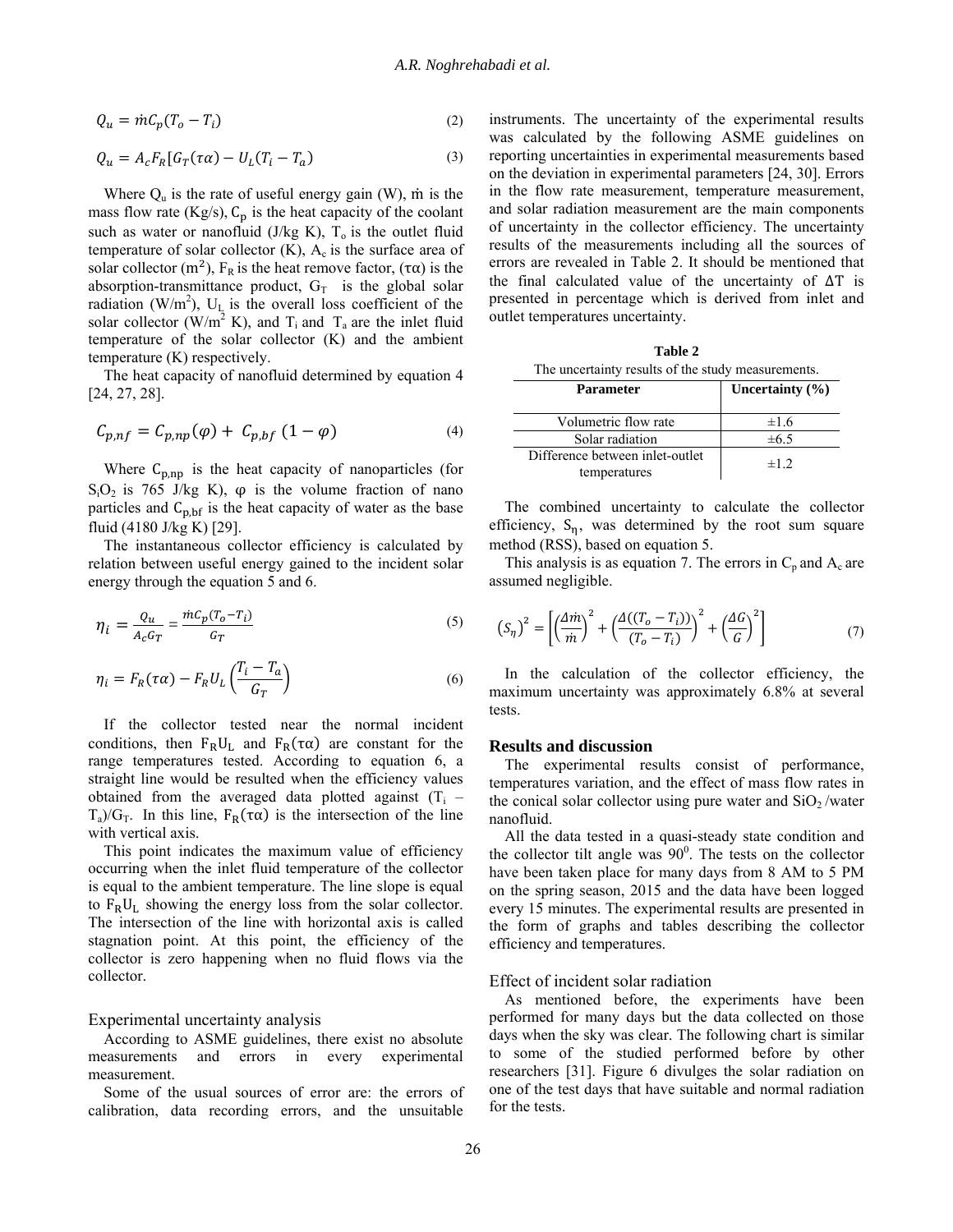$$Q_u = \dot{m}C_p(T_o - T_i) \tag{2}$$

$$Q_u = A_c F_R[G_T(\tau\alpha) - U_L(T_i - T_a)] \tag{3}$$

Where $Q_u$ is the rate of useful energy gain (W), $\dot{m}$ is the mass flow rate (Kg/s), $C_p$ is the heat capacity of the coolant such as water or nanofluid (J/kg K), $T_o$ is the outlet fluid temperature of solar collector (K), $A_c$ is the surface area of solar collector ($m^2$), $F_R$ is the heat remove factor, $(\tau\alpha)$ is the absorption-transmittance product, $G_T$ is the global solar radiation ($W/m^2$), $U_L$ is the overall loss coefficient of the solar collector ($W/m^2$ K), and $T_i$ and $T_a$ are the inlet fluid temperature of the solar collector (K) and the ambient temperature (K) respectively.

The heat capacity of nanofluid determined by equation 4 [24, 27, 28].

$$C_{p,nf} = C_{p,np}(\varphi) + C_{p,bf}\,(1 - \varphi) \tag{4}$$

Where $C_{p,np}$ is the heat capacity of nanoparticles (for $S_iO_2$ is 765 J/kg K), $\varphi$ is the volume fraction of nano particles and $C_{p,bf}$ is the heat capacity of water as the base fluid (4180 J/kg K) [29].

The instantaneous collector efficiency is calculated by relation between useful energy gained to the incident solar energy through the equation 5 and 6.

$$\eta_i = \frac{Q_u}{A_c G_T} = \frac{\dot{m}C_p(T_o - T_i)}{G_T} \tag{5}$$

$$\eta_i = F_R(\tau\alpha) - F_R U_L\left(\frac{T_i - T_a}{G_T}\right) \tag{6}$$

If the collector tested near the normal incident conditions, then $F_R U_L$ and $F_R(\tau\alpha)$ are constant for the range temperatures tested. According to equation 6, a straight line would be resulted when the efficiency values obtained from the averaged data plotted against $(T_i - T_a)/G_T$. In this line, $F_R(\tau\alpha)$ is the intersection of the line with vertical axis.

This point indicates the maximum value of efficiency occurring when the inlet fluid temperature of the collector is equal to the ambient temperature. The line slope is equal to $F_R U_L$ showing the energy loss from the solar collector. The intersection of the line with horizontal axis is called stagnation point. At this point, the efficiency of the collector is zero happening when no fluid flows via the collector.

### Experimental uncertainty analysis

According to ASME guidelines, there exist no absolute measurements and errors in every experimental measurement.

Some of the usual sources of error are: the errors of calibration, data recording errors, and the unsuitable instruments. The uncertainty of the experimental results was calculated by the following ASME guidelines on reporting uncertainties in experimental measurements based on the deviation in experimental parameters [24, 30]. Errors in the flow rate measurement, temperature measurement, and solar radiation measurement are the main components of uncertainty in the collector efficiency. The uncertainty results of the measurements including all the sources of errors are revealed in Table 2. It should be mentioned that the final calculated value of the uncertainty of $\Delta T$ is presented in percentage which is derived from inlet and outlet temperatures uncertainty.

**Table 2**
The uncertainty results of the study measurements.

| Parameter | Uncertainty (%) |
|---|---|
| Volumetric flow rate | ±1.6 |
| Solar radiation | ±6.5 |
| Difference between inlet-outlet temperatures | ±1.2 |

The combined uncertainty to calculate the collector efficiency, $S_\eta$, was determined by the root sum square method (RSS), based on equation 5.

This analysis is as equation 7. The errors in $C_p$ and $A_c$ are assumed negligible.

$$(S_\eta)^2 = \left[\left(\frac{\Delta\dot{m}}{\dot{m}}\right)^2 + \left(\frac{\Delta((T_o - T_i))}{(T_o - T_i)}\right)^2 + \left(\frac{\Delta G}{G}\right)^2\right] \tag{7}$$

In the calculation of the collector efficiency, the maximum uncertainty was approximately 6.8% at several tests.

## Results and discussion

The experimental results consist of performance, temperatures variation, and the effect of mass flow rates in the conical solar collector using pure water and $SiO_2$/water nanofluid.

All the data tested in a quasi-steady state condition and the collector tilt angle was $90^0$. The tests on the collector have been taken place for many days from 8 AM to 5 PM on the spring season, 2015 and the data have been logged every 15 minutes. The experimental results are presented in the form of graphs and tables describing the collector efficiency and temperatures.

### Effect of incident solar radiation

As mentioned before, the experiments have been performed for many days but the data collected on those days when the sky was clear. The following chart is similar to some of the studied performed before by other researchers [31]. Figure 6 divulges the solar radiation on one of the test days that have suitable and normal radiation for the tests.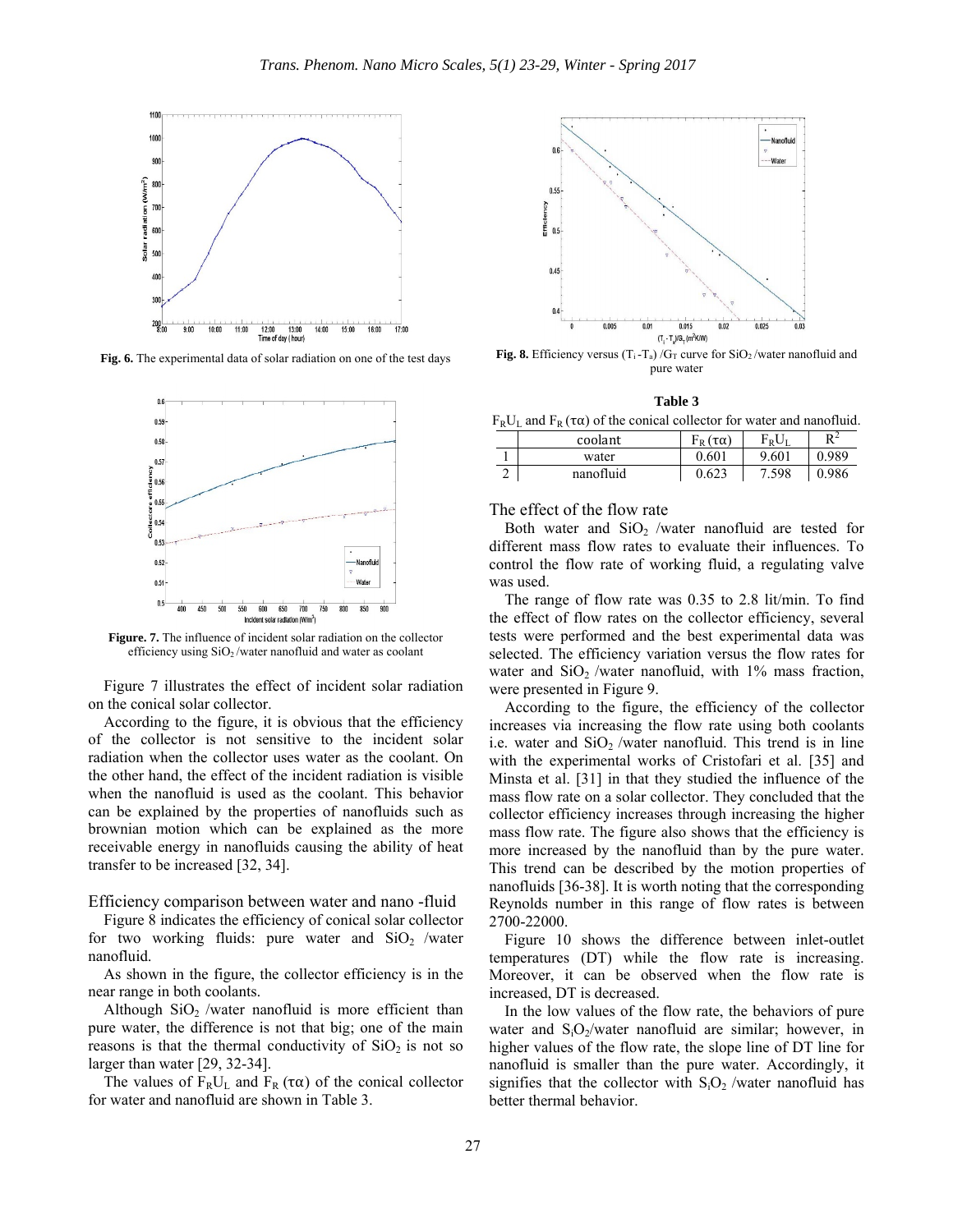Fig. 6. The experimental data of solar radiation on one of the test days

Figure. 7. The influence of incident solar radiation on the collector efficiency using $SiO_2$ /water nanofluid and water as coolant

Figure 7 illustrates the effect of incident solar radiation on the conical solar collector.

According to the figure, it is obvious that the efficiency of the collector is not sensitive to the incident solar radiation when the collector uses water as the coolant. On the other hand, the effect of the incident radiation is visible when the nanofluid is used as the coolant. This behavior can be explained by the properties of nanofluids such as brownian motion which can be explained as the more receivable energy in nanofluids causing the ability of heat transfer to be increased [32, 34].

### Efficiency comparison between water and nano -fluid

Figure 8 indicates the efficiency of conical solar collector for two working fluids: pure water and $SiO_2$ /water nanofluid.

As shown in the figure, the collector efficiency is in the near range in both coolants.

Although $SiO_2$ /water nanofluid is more efficient than pure water, the difference is not that big; one of the main reasons is that the thermal conductivity of $SiO_2$ is not so larger than water [29, 32-34].

The values of $F_RU_L$ and $F_R(\tau\alpha)$ of the conical collector for water and nanofluid are shown in Table 3.

Fig. 8. Efficiency versus $(T_i - T_a)/G_T$ curve for $SiO_2$ /water nanofluid and pure water

**Table 3**

$F_RU_L$ and $F_R(\tau\alpha)$ of the conical collector for water and nanofluid.

| | coolant | $F_R(\tau\alpha)$ | $F_RU_L$ | $R^2$ |
|---|---|---|---|---|
| 1 | water | 0.601 | 9.601 | 0.989 |
| 2 | nanofluid | 0.623 | 7.598 | 0.986 |

### The effect of the flow rate

Both water and $SiO_2$ /water nanofluid are tested for different mass flow rates to evaluate their influences. To control the flow rate of working fluid, a regulating valve was used.

The range of flow rate was 0.35 to 2.8 lit/min. To find the effect of flow rates on the collector efficiency, several tests were performed and the best experimental data was selected. The efficiency variation versus the flow rates for water and $SiO_2$ /water nanofluid, with 1% mass fraction, were presented in Figure 9.

According to the figure, the efficiency of the collector increases via increasing the flow rate using both coolants i.e. water and $SiO_2$ /water nanofluid. This trend is in line with the experimental works of Cristofari et al. [35] and Minsta et al. [31] in that they studied the influence of the mass flow rate on a solar collector. They concluded that the collector efficiency increases through increasing the higher mass flow rate. The figure also shows that the efficiency is more increased by the nanofluid than by the pure water. This trend can be described by the motion properties of nanofluids [36-38]. It is worth noting that the corresponding Reynolds number in this range of flow rates is between 2700-22000.

Figure 10 shows the difference between inlet-outlet temperatures (DT) while the flow rate is increasing. Moreover, it can be observed when the flow rate is increased, DT is decreased.

In the low values of the flow rate, the behaviors of pure water and $S_iO_2$/water nanofluid are similar; however, in higher values of the flow rate, the slope line of DT line for nanofluid is smaller than the pure water. Accordingly, it signifies that the collector with $S_iO_2$ /water nanofluid has better thermal behavior.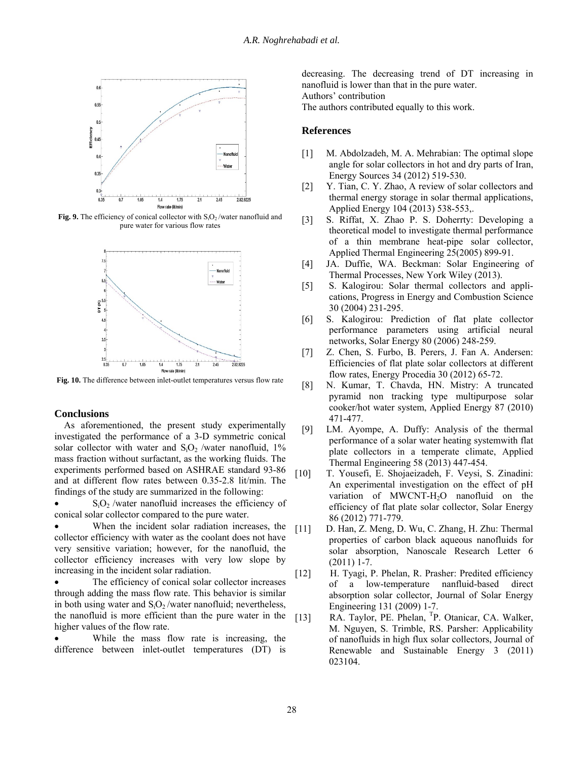Fig. 9. The efficiency of conical collector with $S_iO_2$ /water nanofluid and pure water for various flow rates

Fig. 10. The difference between inlet-outlet temperatures versus flow rate

## Conclusions

As aforementioned, the present study experimentally investigated the performance of a 3-D symmetric conical solar collector with water and $S_iO_2$ /water nanofluid, 1% mass fraction without surfactant, as the working fluids. The experiments performed based on ASHRAE standard 93-86 and at different flow rates between 0.35-2.8 lit/min. The findings of the study are summarized in the following:

- $S_iO_2$ /water nanofluid increases the efficiency of conical solar collector compared to the pure water.
- When the incident solar radiation increases, the collector efficiency with water as the coolant does not have very sensitive variation; however, for the nanofluid, the collector efficiency increases with very low slope by increasing in the incident solar radiation.
- The efficiency of conical solar collector increases through adding the mass flow rate. This behavior is similar in both using water and $S_iO_2$ /water nanofluid; nevertheless, the nanofluid is more efficient than the pure water in the higher values of the flow rate.
- While the mass flow rate is increasing, the difference between inlet-outlet temperatures (DT) is decreasing. The decreasing trend of DT increasing in nanofluid is lower than that in the pure water.

Authors' contribution

The authors contributed equally to this work.

## References

[1] M. Abdolzadeh, M. A. Mehrabian: The optimal slope angle for solar collectors in hot and dry parts of Iran, Energy Sources 34 (2012) 519-530.

[2] Y. Tian, C. Y. Zhao, A review of solar collectors and thermal energy storage in solar thermal applications, Applied Energy 104 (2013) 538-553,.

[3] S. Riffat, X. Zhao P. S. Doherrty: Developing a theoretical model to investigate thermal performance of a thin membrane heat-pipe solar collector, Applied Thermal Engineering 25(2005) 899-91.

[4] JA. Duffie, WA. Beckman: Solar Engineering of Thermal Processes, New York Wiley (2013).

[5] S. Kalogirou: Solar thermal collectors and applications, Progress in Energy and Combustion Science 30 (2004) 231-295.

[6] S. Kalogirou: Prediction of flat plate collector performance parameters using artificial neural networks, Solar Energy 80 (2006) 248-259.

[7] Z. Chen, S. Furbo, B. Perers, J. Fan A. Andersen: Efficiencies of flat plate solar collectors at different flow rates, Energy Procedia 30 (2012) 65-72.

[8] N. Kumar, T. Chavda, HN. Mistry: A truncated pyramid non tracking type multipurpose solar cooker/hot water system, Applied Energy 87 (2010) 471-477.

[9] LM. Ayompe, A. Duffy: Analysis of the thermal performance of a solar water heating systemwith flat plate collectors in a temperate climate, Applied Thermal Engineering 58 (2013) 447-454.

[10] T. Yousefi, E. Shojaeizadeh, F. Veysi, S. Zinadini: An experimental investigation on the effect of pH variation of MWCNT-$H_2O$ nanofluid on the efficiency of flat plate solar collector, Solar Energy 86 (2012) 771-779.

[11] D. Han, Z. Meng, D. Wu, C. Zhang, H. Zhu: Thermal properties of carbon black aqueous nanofluids for solar absorption, Nanoscale Research Letter 6 (2011) 1-7.

[12] H. Tyagi, P. Phelan, R. Prasher: Predited efficiency of a low-temperature nanfluid-based direct absorption solar collector, Journal of Solar Energy Engineering 131 (2009) 1-7.

[13] RA. Taylor, PE. Phelan, TP. Otanicar, CA. Walker, M. Nguyen, S. Trimble, RS. Parsher: Applicability of nanofluids in high flux solar collectors, Journal of Renewable and Sustainable Energy 3 (2011) 023104.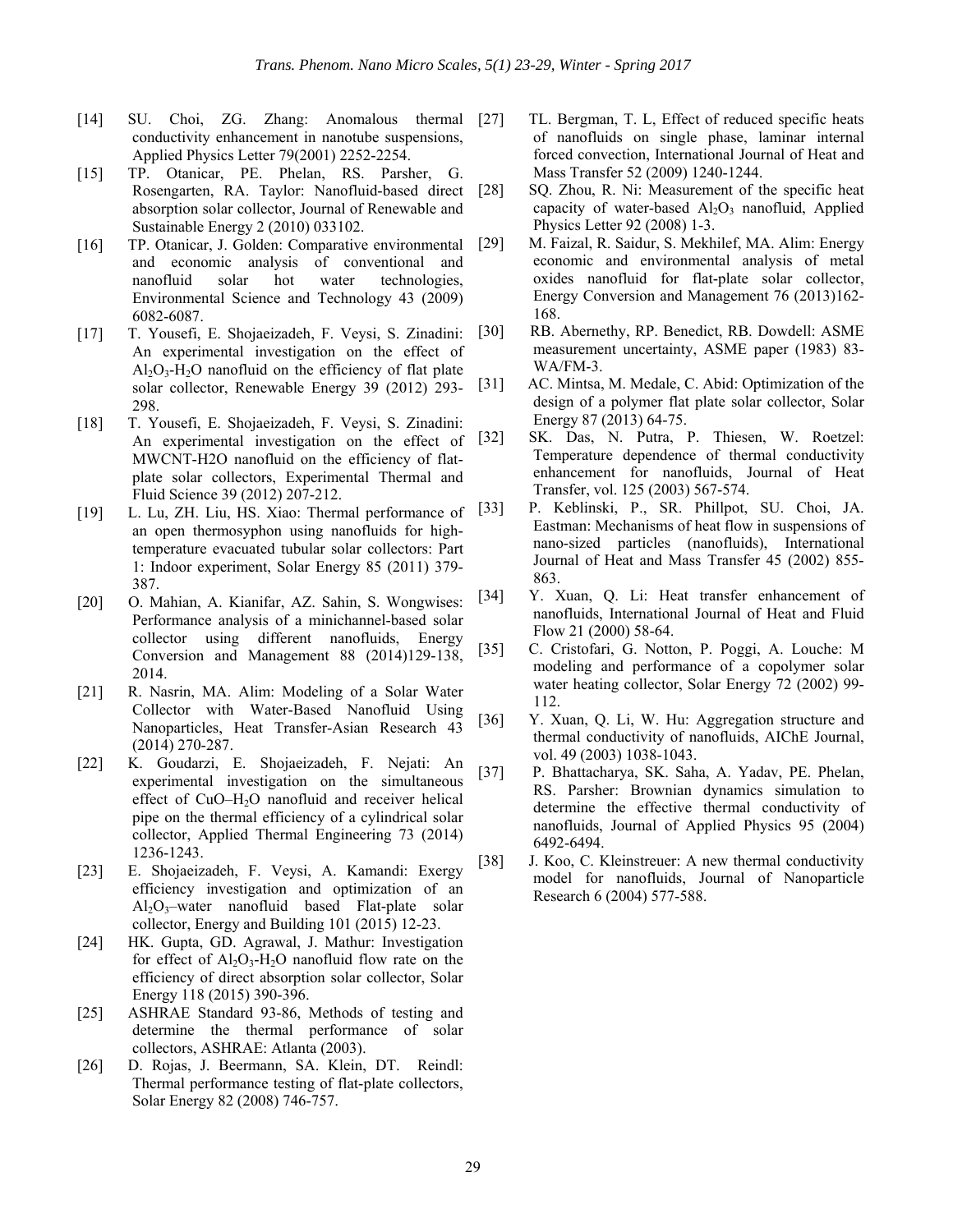[14] SU. Choi, ZG. Zhang: Anomalous thermal conductivity enhancement in nanotube suspensions, Applied Physics Letter 79(2001) 2252-2254.

[15] TP. Otanicar, PE. Phelan, RS. Parsher, G. Rosengarten, RA. Taylor: Nanofluid-based direct absorption solar collector, Journal of Renewable and Sustainable Energy 2 (2010) 033102.

[16] TP. Otanicar, J. Golden: Comparative environmental and economic analysis of conventional and nanofluid solar hot water technologies, Environmental Science and Technology 43 (2009) 6082-6087.

[17] T. Yousefi, E. Shojaeizadeh, F. Veysi, S. Zinadini: An experimental investigation on the effect of $Al_2O_3$-$H_2O$ nanofluid on the efficiency of flat plate solar collector, Renewable Energy 39 (2012) 293-298.

[18] T. Yousefi, E. Shojaeizadeh, F. Veysi, S. Zinadini: An experimental investigation on the effect of MWCNT-H2O nanofluid on the efficiency of flat-plate solar collectors, Experimental Thermal and Fluid Science 39 (2012) 207-212.

[19] L. Lu, ZH. Liu, HS. Xiao: Thermal performance of an open thermosyphon using nanofluids for high-temperature evacuated tubular solar collectors: Part 1: Indoor experiment, Solar Energy 85 (2011) 379-387.

[20] O. Mahian, A. Kianifar, AZ. Sahin, S. Wongwises: Performance analysis of a minichannel-based solar collector using different nanofluids, Energy Conversion and Management 88 (2014)129-138, 2014.

[21] R. Nasrin, MA. Alim: Modeling of a Solar Water Collector with Water-Based Nanofluid Using Nanoparticles, Heat Transfer-Asian Research 43 (2014) 270-287.

[22] K. Goudarzi, E. Shojaeizadeh, F. Nejati: An experimental investigation on the simultaneous effect of CuO–$H_2O$ nanofluid and receiver helical pipe on the thermal efficiency of a cylindrical solar collector, Applied Thermal Engineering 73 (2014) 1236-1243.

[23] E. Shojaeizadeh, F. Veysi, A. Kamandi: Exergy efficiency investigation and optimization of an $Al_2O_3$–water nanofluid based Flat-plate solar collector, Energy and Building 101 (2015) 12-23.

[24] HK. Gupta, GD. Agrawal, J. Mathur: Investigation for effect of $Al_2O_3$-$H_2O$ nanofluid flow rate on the efficiency of direct absorption solar collector, Solar Energy 118 (2015) 390-396.

[25] ASHRAE Standard 93-86, Methods of testing and determine the thermal performance of solar collectors, ASHRAE: Atlanta (2003).

[26] D. Rojas, J. Beermann, SA. Klein, DT. Reindl: Thermal performance testing of flat-plate collectors, Solar Energy 82 (2008) 746-757.

[27] TL. Bergman, T. L, Effect of reduced specific heats of nanofluids on single phase, laminar internal forced convection, International Journal of Heat and Mass Transfer 52 (2009) 1240-1244.

[28] SQ. Zhou, R. Ni: Measurement of the specific heat capacity of water-based $Al_2O_3$ nanofluid, Applied Physics Letter 92 (2008) 1-3.

[29] M. Faizal, R. Saidur, S. Mekhilef, MA. Alim: Energy economic and environmental analysis of metal oxides nanofluid for flat-plate solar collector, Energy Conversion and Management 76 (2013)162-168.

[30] RB. Abernethy, RP. Benedict, RB. Dowdell: ASME measurement uncertainty, ASME paper (1983) 83-WA/FM-3.

[31] AC. Mintsa, M. Medale, C. Abid: Optimization of the design of a polymer flat plate solar collector, Solar Energy 87 (2013) 64-75.

[32] SK. Das, N. Putra, P. Thiesen, W. Roetzel: Temperature dependence of thermal conductivity enhancement for nanofluids, Journal of Heat Transfer, vol. 125 (2003) 567-574.

[33] P. Keblinski, P., SR. Phillpot, SU. Choi, JA. Eastman: Mechanisms of heat flow in suspensions of nano-sized particles (nanofluids), International Journal of Heat and Mass Transfer 45 (2002) 855-863.

[34] Y. Xuan, Q. Li: Heat transfer enhancement of nanofluids, International Journal of Heat and Fluid Flow 21 (2000) 58-64.

[35] C. Cristofari, G. Notton, P. Poggi, A. Louche: M modeling and performance of a copolymer solar water heating collector, Solar Energy 72 (2002) 99-112.

[36] Y. Xuan, Q. Li, W. Hu: Aggregation structure and thermal conductivity of nanofluids, AIChE Journal, vol. 49 (2003) 1038-1043.

[37] P. Bhattacharya, SK. Saha, A. Yadav, PE. Phelan, RS. Parsher: Brownian dynamics simulation to determine the effective thermal conductivity of nanofluids, Journal of Applied Physics 95 (2004) 6492-6494.

[38] J. Koo, C. Kleinstreuer: A new thermal conductivity model for nanofluids, Journal of Nanoparticle Research 6 (2004) 577-588.